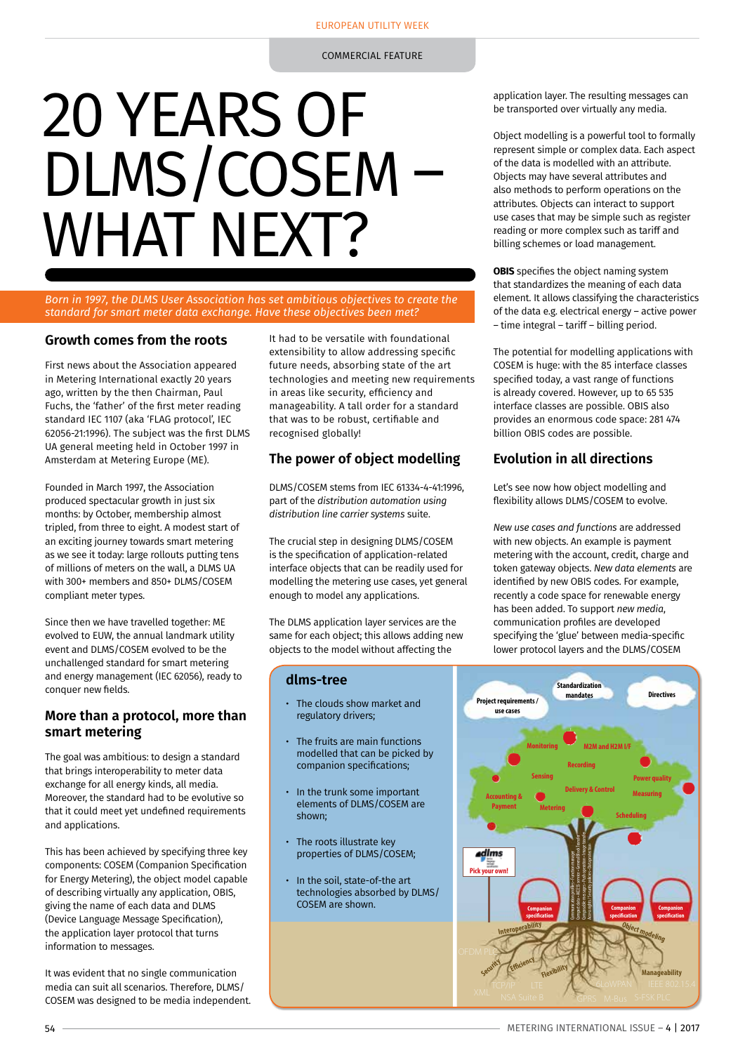COMMERCIAL FEATURE

# 20 YEARS OF DLMS/COSEM – WHAT NEXT?

*Born in 1997, the DLMS User Association has set ambitious objectives to create the standard for smart meter data exchange. Have these objectives been met?*

## Growth comes from the roots

First news about the Association appeared in Metering International exactly 20 years ago, written by the then Chairman, Paul Fuchs, the 'father' of the first meter reading standard IEC 1107 (aka 'FLAG protocol', IEC 62056-21:1996). The subject was the first DLMS UA general meeting held in October 1997 in Amsterdam at Metering Europe (ME).

Founded in March 1997, the Association produced spectacular growth in just six months: by October, membership almost tripled, from three to eight. A modest start of an exciting journey towards smart metering as we see it today: large rollouts putting tens of millions of meters on the wall, a DLMS UA with 300+ members and 850+ DLMS/COSEM compliant meter types.

Since then we have travelled together: ME evolved to EUW, the annual landmark utility event and DLMS/COSEM evolved to be the unchallenged standard for smart metering and energy management (IEC 62056), ready to conquer new fields.

## More than a protocol, more than smart metering

The goal was ambitious: to design a standard that brings interoperability to meter data exchange for all energy kinds, all media. Moreover, the standard had to be evolutive so that it could meet yet undefined requirements and applications.

This has been achieved by specifying three key components: COSEM (Companion Specification for Energy Metering), the object model capable of describing virtually any application, OBIS, giving the name of each data and DLMS (Device Language Message Specification), the application layer protocol that turns information to messages.

It was evident that no single communication media can suit all scenarios. Therefore, DLMS/COSEM was designed to be media independent. It had to be versatile with foundational extensibility to allow addressing specific future needs, absorbing state of the art technologies and meeting new requirements in areas like security, efficiency and manageability. A tall order for a standard that was to be robust, certifiable and recognised globally!

## The power of object modelling

DLMS/COSEM stems from IEC 61334-4-41:1996, part of the *distribution automation using distribution line carrier systems* suite.

The crucial step in designing DLMS/COSEM is the specification of application-related interface objects that can be readily used for modelling the metering use cases, yet general enough to model any applications.

The DLMS application layer services are the same for each object; this allows adding new objects to the model without affecting the application layer. The resulting messages can be transported over virtually any media.

Object modelling is a powerful tool to formally represent simple or complex data. Each aspect of the data is modelled with an attribute. Objects may have several attributes and also methods to perform operations on the attributes. Objects can interact to support use cases that may be simple such as register reading or more complex such as tariff and billing schemes or load management.

**OBIS** specifies the object naming system that standardizes the meaning of each data element. It allows classifying the characteristics of the data e.g. electrical energy – active power – time integral – tariff – billing period.

The potential for modelling applications with COSEM is huge: with the 85 interface classes specified today, a vast range of functions is already covered. However, up to 65 535 interface classes are possible. OBIS also provides an enormous code space: 281 474 billion OBIS codes are possible.

## Evolution in all directions

Let's see now how object modelling and flexibility allows DLMS/COSEM to evolve.

*New use cases and functions* are addressed with new objects. An example is payment metering with the account, credit, charge and token gateway objects. *New data elements* are identified by new OBIS codes. For example, recently a code space for renewable energy has been added. To support *new media*, communication profiles are developed specifying the 'glue' between media-specific lower protocol layers and the DLMS/COSEM

### dlms-tree

- The clouds show market and regulatory drivers;
- The fruits are main functions modelled that can be picked by companion specifications;
- In the trunk some important elements of DLMS/COSEM are shown;
- The roots illustrate key properties of DLMS/COSEM;
- In the soil, state-of-the art technologies absorbed by DLMS/COSEM are shown.

Project requirements / use cases
Standardization mandates
Directives
Monitoring
M2M and H2M I/F
Recording
Sensing
Power quality
Accounting & Payment
Delivery & Control
Measuring
Metering
Scheduling
dlms
Pick your own!
Companion specification
Companion specification
Companion specification
Interoperability
Object modelling
Security
Efficiency
Flexibility
Manageability
OFDM PLC
XML
TCP/IP
LTE
NSA Suite B
6LoWPAN
IEEE 802.15.4
GPRS
M-Bus
S-FSK PLC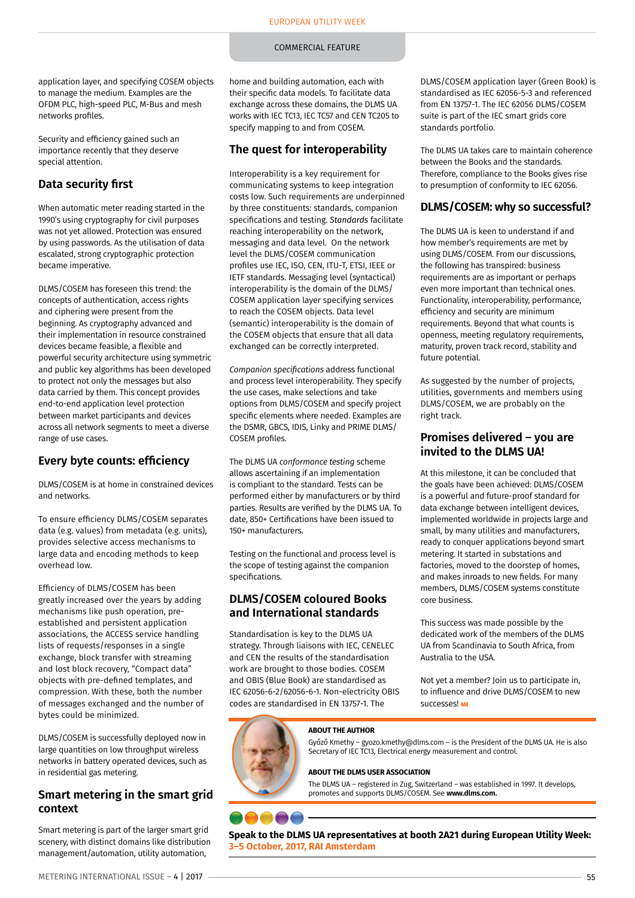application layer, and specifying COSEM objects to manage the medium. Examples are the OFDM PLC, high-speed PLC, M-Bus and mesh networks profiles.

Security and efficiency gained such an importance recently that they deserve special attention.

## Data security first

When automatic meter reading started in the 1990's using cryptography for civil purposes was not yet allowed. Protection was ensured by using passwords. As the utilisation of data escalated, strong cryptographic protection became imperative.

DLMS/COSEM has foreseen this trend: the concepts of authentication, access rights and ciphering were present from the beginning. As cryptography advanced and their implementation in resource constrained devices became feasible, a flexible and powerful security architecture using symmetric and public key algorithms has been developed to protect not only the messages but also data carried by them. This concept provides end-to-end application level protection between market participants and devices across all network segments to meet a diverse range of use cases.

## Every byte counts: efficiency

DLMS/COSEM is at home in constrained devices and networks.

To ensure efficiency DLMS/COSEM separates data (e.g. values) from metadata (e.g. units), provides selective access mechanisms to large data and encoding methods to keep overhead low.

Efficiency of DLMS/COSEM has been greatly increased over the years by adding mechanisms like push operation, pre-established and persistent application associations, the ACCESS service handling lists of requests/responses in a single exchange, block transfer with streaming and lost block recovery, "Compact data" objects with pre-defined templates, and compression. With these, both the number of messages exchanged and the number of bytes could be minimized.

DLMS/COSEM is successfully deployed now in large quantities on low throughput wireless networks in battery operated devices, such as in residential gas metering.

## Smart metering in the smart grid context

Smart metering is part of the larger smart grid scenery, with distinct domains like distribution management/automation, utility automation, home and building automation, each with their specific data models. To facilitate data exchange across these domains, the DLMS UA works with IEC TC13, IEC TC57 and CEN TC205 to specify mapping to and from COSEM.

## The quest for interoperability

Interoperability is a key requirement for communicating systems to keep integration costs low. Such requirements are underpinned by three constituents: standards, companion specifications and testing. *Standards* facilitate reaching interoperability on the network, messaging and data level. On the network level the DLMS/COSEM communication profiles use IEC, ISO, CEN, ITU-T, ETSI, IEEE or IETF standards. Messaging level (syntactical) interoperability is the domain of the DLMS/COSEM application layer specifying services to reach the COSEM objects. Data level (semantic) interoperability is the domain of the COSEM objects that ensure that all data exchanged can be correctly interpreted.

*Companion specifications* address functional and process level interoperability. They specify the use cases, make selections and take options from DLMS/COSEM and specify project specific elements where needed. Examples are the DSMR, GBCS, IDIS, Linky and PRIME DLMS/COSEM profiles.

The DLMS UA *conformance testing* scheme allows ascertaining if an implementation is compliant to the standard. Tests can be performed either by manufacturers or by third parties. Results are verified by the DLMS UA. To date, 850+ Certifications have been issued to 150+ manufacturers.

Testing on the functional and process level is the scope of testing against the companion specifications.

## DLMS/COSEM coloured Books and International standards

Standardisation is key to the DLMS UA strategy. Through liaisons with IEC, CENELEC and CEN the results of the standardisation work are brought to those bodies. COSEM and OBIS (Blue Book) are standardised as IEC 62056-6-2/62056-6-1. Non-electricity OBIS codes are standardised in EN 13757-1. The DLMS/COSEM application layer (Green Book) is standardised as IEC 62056-5-3 and referenced from EN 13757-1. The IEC 62056 DLMS/COSEM suite is part of the IEC smart grids core standards portfolio.

The DLMS UA takes care to maintain coherence between the Books and the standards. Therefore, compliance to the Books gives rise to presumption of conformity to IEC 62056.

## DLMS/COSEM: why so successful?

The DLMS UA is keen to understand if and how member's requirements are met by using DLMS/COSEM. From our discussions, the following has transpired: business requirements are as important or perhaps even more important than technical ones. Functionality, interoperability, performance, efficiency and security are minimum requirements. Beyond that what counts is openness, meeting regulatory requirements, maturity, proven track record, stability and future potential.

As suggested by the number of projects, utilities, governments and members using DLMS/COSEM, we are probably on the right track.

## Promises delivered – you are invited to the DLMS UA!

At this milestone, it can be concluded that the goals have been achieved: DLMS/COSEM is a powerful and future-proof standard for data exchange between intelligent devices, implemented worldwide in projects large and small, by many utilities and manufacturers, ready to conquer applications beyond smart metering. It started in substations and factories, moved to the doorstep of homes, and makes inroads to new fields. For many members, DLMS/COSEM systems constitute core business.

This success was made possible by the dedicated work of the members of the DLMS UA from Scandinavia to South Africa, from Australia to the USA.

Not yet a member? Join us to participate in, to influence and drive DLMS/COSEM to new successes! MI

**ABOUT THE AUTHOR**

Győző Kmethy – gyozo.kmethy@dlms.com – is the President of the DLMS UA. He is also Secretary of IEC TC13, Electrical energy measurement and control.

**ABOUT THE DLMS USER ASSOCIATION**

The DLMS UA – registered in Zug, Switzerland – was established in 1997. It develops, promotes and supports DLMS/COSEM. See **www.dlms.com.**

**Speak to the DLMS UA representatives at booth 2A21 during European Utility Week: 3–5 October, 2017, RAI Amsterdam**